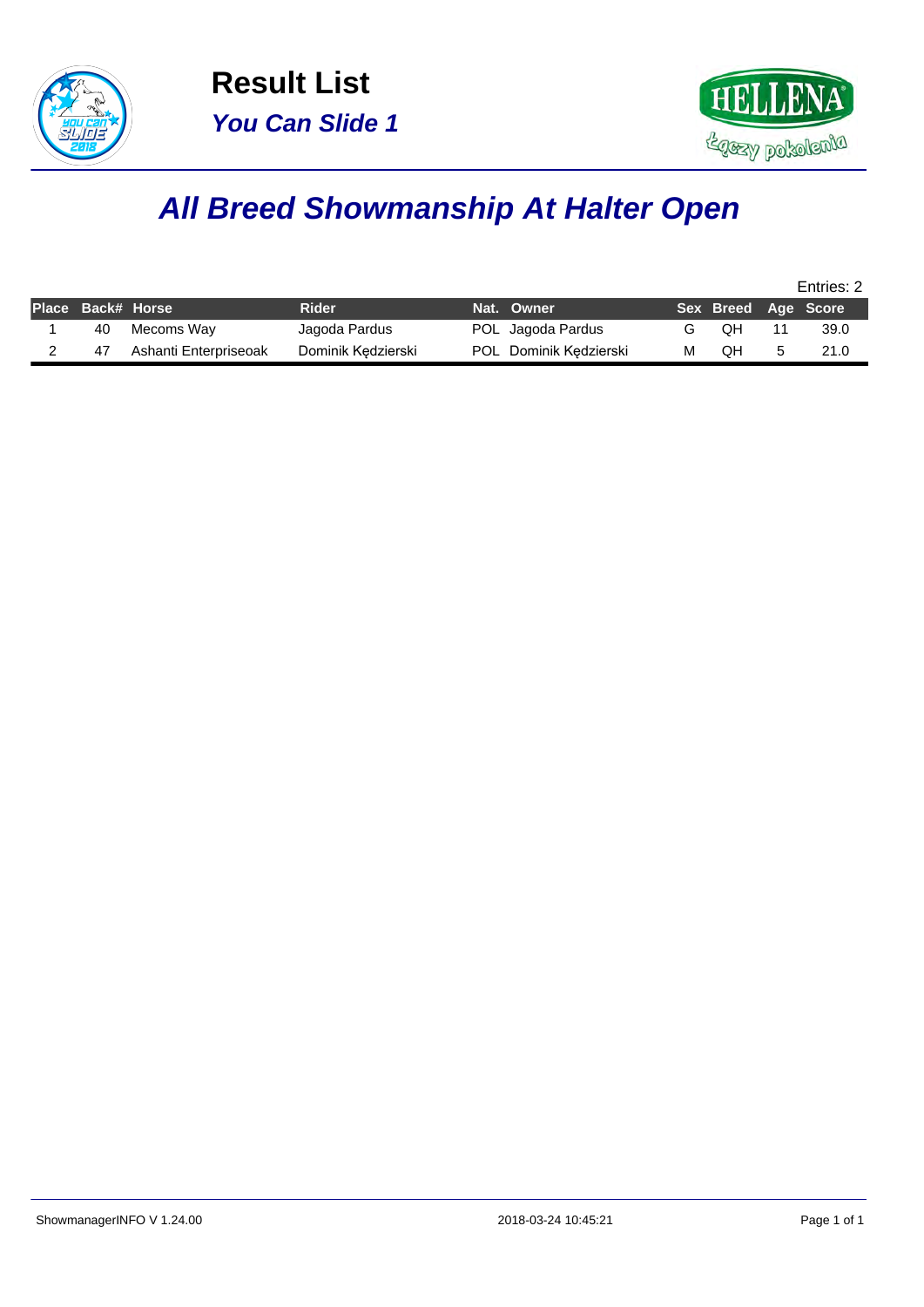# Result List

***You Can Slide 1***

## *All Breed Showmanship At Halter Open*

Entries: 2

| Place | Back# | Horse | Rider | Nat. | Owner | Sex | Breed | Age | Score |
|---|---|---|---|---|---|---|---|---|---|
| 1 | 40 | Mecoms Way | Jagoda Pardus | POL | Jagoda Pardus | G | QH | 11 | 39.0 |
| 2 | 47 | Ashanti Enterpriseoak | Dominik Kędzierski | POL | Dominik Kędzierski | M | QH | 5 | 21.0 |

ShowmanagerINFO V 1.24.00 2018-03-24 10:45:21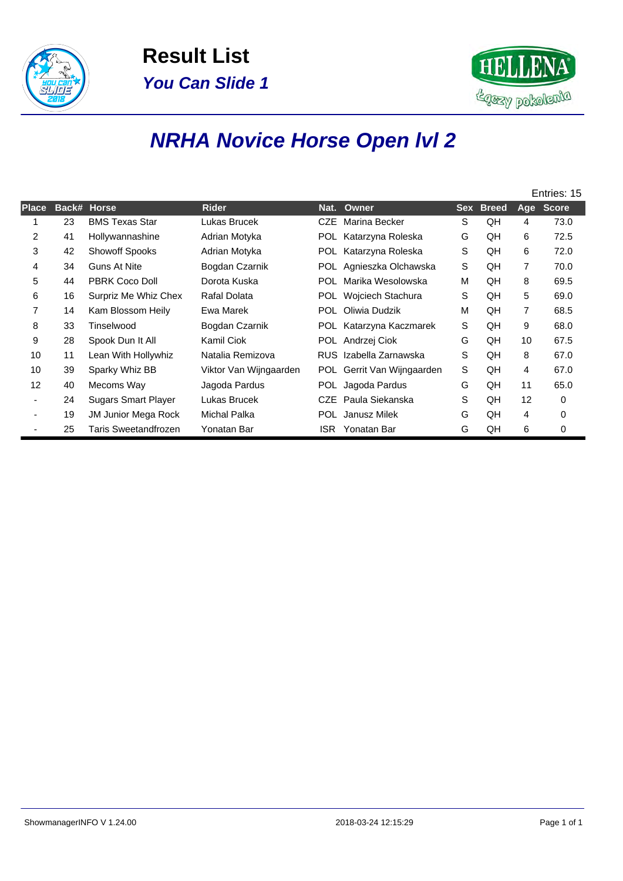# Result List

## *You Can Slide 1*

# *NRHA Novice Horse Open lvl 2*

Entries: 15

| Place | Back# | Horse | Rider | Nat. | Owner | Sex | Breed | Age | Score |
|---|---|---|---|---|---|---|---|---|---|
| 1 | 23 | BMS Texas Star | Lukas Brucek | CZE | Marina Becker | S | QH | 4 | 73.0 |
| 2 | 41 | Hollywannashine | Adrian Motyka | POL | Katarzyna Roleska | G | QH | 6 | 72.5 |
| 3 | 42 | Showoff Spooks | Adrian Motyka | POL | Katarzyna Roleska | S | QH | 6 | 72.0 |
| 4 | 34 | Guns At Nite | Bogdan Czarnik | POL | Agnieszka Olchawska | S | QH | 7 | 70.0 |
| 5 | 44 | PBRK Coco Doll | Dorota Kuska | POL | Marika Wesolowska | M | QH | 8 | 69.5 |
| 6 | 16 | Surpriz Me Whiz Chex | Rafal Dolata | POL | Wojciech Stachura | S | QH | 5 | 69.0 |
| 7 | 14 | Kam Blossom Heily | Ewa Marek | POL | Oliwia Dudzik | M | QH | 7 | 68.5 |
| 8 | 33 | Tinselwood | Bogdan Czarnik | POL | Katarzyna Kaczmarek | S | QH | 9 | 68.0 |
| 9 | 28 | Spook Dun It All | Kamil Ciok | POL | Andrzej Ciok | G | QH | 10 | 67.5 |
| 10 | 11 | Lean With Hollywhiz | Natalia Remizova | RUS | Izabella Zarnawska | S | QH | 8 | 67.0 |
| 10 | 39 | Sparky Whiz BB | Viktor Van Wijngaarden | POL | Gerrit Van Wijngaarden | S | QH | 4 | 67.0 |
| 12 | 40 | Mecoms Way | Jagoda Pardus | POL | Jagoda Pardus | G | QH | 11 | 65.0 |
| - | 24 | Sugars Smart Player | Lukas Brucek | CZE | Paula Siekanska | S | QH | 12 | 0 |
| - | 19 | JM Junior Mega Rock | Michal Palka | POL | Janusz Milek | G | QH | 4 | 0 |
| - | 25 | Taris Sweetandfrozen | Yonatan Bar | ISR | Yonatan Bar | G | QH | 6 | 0 |

ShowmanagerINFO V 1.24.00 2018-03-24 12:15:29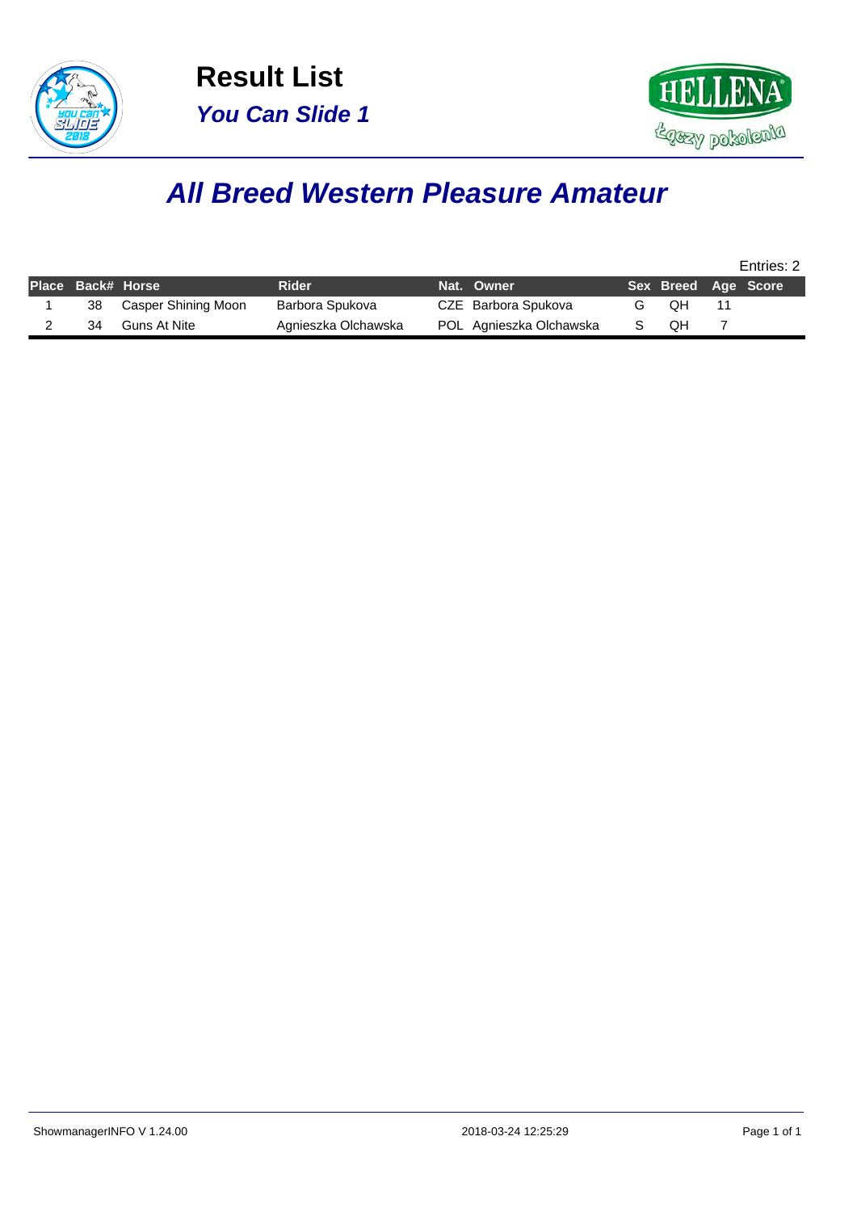# Result List

## *You Can Slide 1*

## *All Breed Western Pleasure Amateur*

Entries: 2

| Place | Back# | Horse | Rider | Nat. | Owner | Sex | Breed | Age | Score |
|---|---|---|---|---|---|---|---|---|---|
| 1 | 38 | Casper Shining Moon | Barbora Spukova | CZE | Barbora Spukova | G | QH | 11 | |
| 2 | 34 | Guns At Nite | Agnieszka Olchawska | POL | Agnieszka Olchawska | S | QH | 7 | |

ShowmanagerINFO V 1.24.00 2018-03-24 12:25:29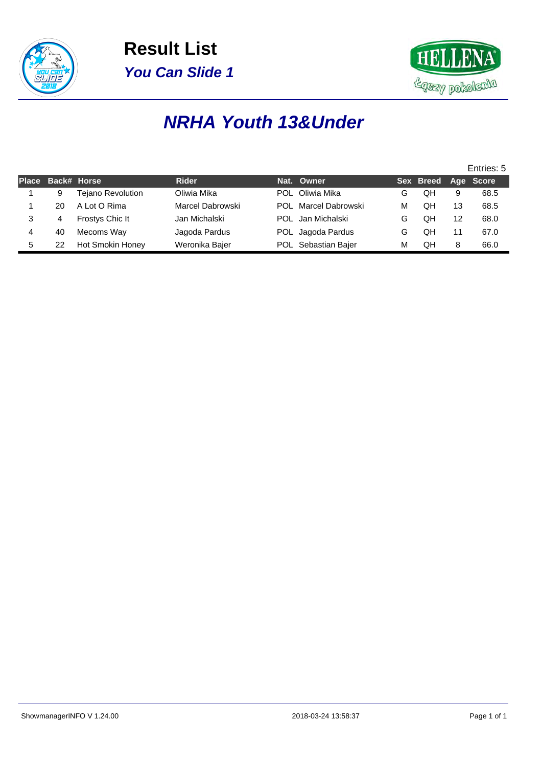# Result List

## *You Can Slide 1*

## ***NRHA Youth 13&Under***

Entries: 5

| Place | Back# | Horse | Rider | Nat. | Owner | Sex | Breed | Age | Score |
|---|---|---|---|---|---|---|---|---|---|
| 1 | 9 | Tejano Revolution | Oliwia Mika | POL | Oliwia Mika | G | QH | 9 | 68.5 |
| 1 | 20 | A Lot O Rima | Marcel Dabrowski | POL | Marcel Dabrowski | M | QH | 13 | 68.5 |
| 3 | 4 | Frostys Chic It | Jan Michalski | POL | Jan Michalski | G | QH | 12 | 68.0 |
| 4 | 40 | Mecoms Way | Jagoda Pardus | POL | Jagoda Pardus | G | QH | 11 | 67.0 |
| 5 | 22 | Hot Smokin Honey | Weronika Bajer | POL | Sebastian Bajer | M | QH | 8 | 66.0 |

ShowmanagerINFO V 1.24.00 2018-03-24 13:58:37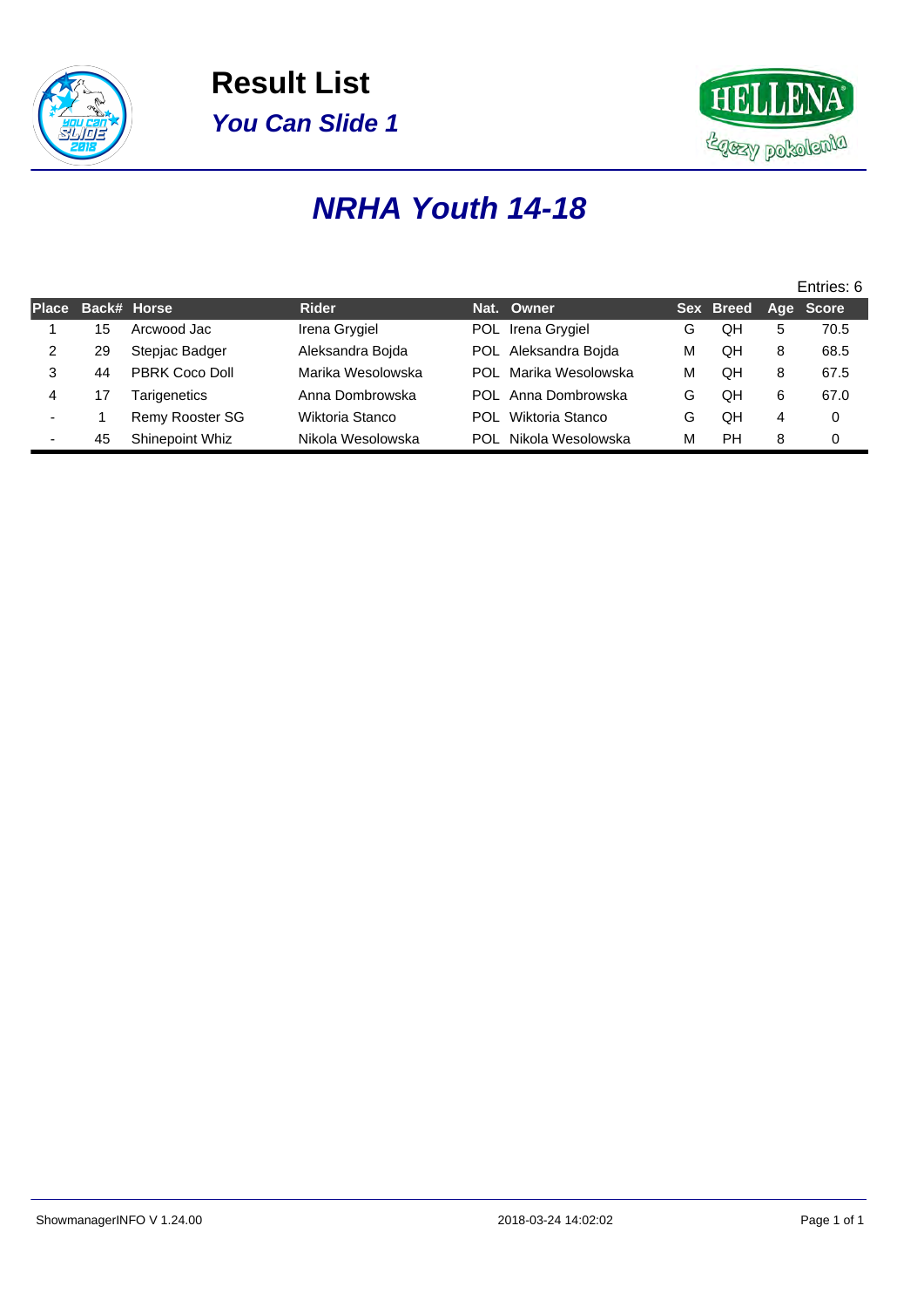# Result List

## *You Can Slide 1*

## *NRHA Youth 14-18*

Entries: 6

| Place | Back# | Horse | Rider | Nat. | Owner | Sex | Breed | Age | Score |
|---|---|---|---|---|---|---|---|---|---|
| 1 | 15 | Arcwood Jac | Irena Grygiel | POL | Irena Grygiel | G | QH | 5 | 70.5 |
| 2 | 29 | Stepjac Badger | Aleksandra Bojda | POL | Aleksandra Bojda | M | QH | 8 | 68.5 |
| 3 | 44 | PBRK Coco Doll | Marika Wesolowska | POL | Marika Wesolowska | M | QH | 8 | 67.5 |
| 4 | 17 | Tarigenetics | Anna Dombrowska | POL | Anna Dombrowska | G | QH | 6 | 67.0 |
| - | 1 | Remy Rooster SG | Wiktoria Stanco | POL | Wiktoria Stanco | G | QH | 4 | 0 |
| - | 45 | Shinepoint Whiz | Nikola Wesolowska | POL | Nikola Wesolowska | M | PH | 8 | 0 |

ShowmanagerINFO V 1.24.00 2018-03-24 14:02:02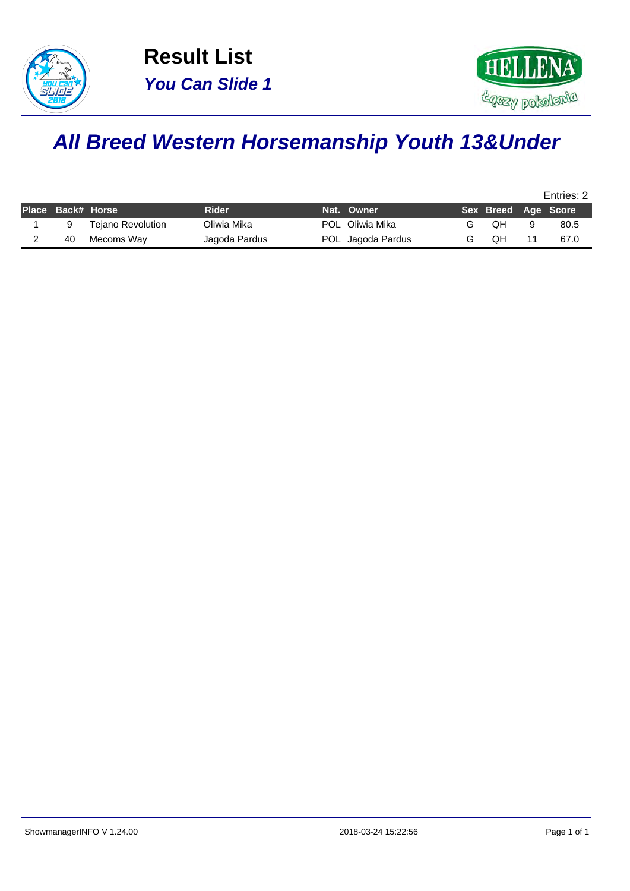# Result List

## *You Can Slide 1*

# *All Breed Western Horsemanship Youth 13&Under*

Entries: 2

| Place | Back# | Horse | Rider | Nat. | Owner | Sex | Breed | Age | Score |
|---|---|---|---|---|---|---|---|---|---|
| 1 | 9 | Tejano Revolution | Oliwia Mika | POL | Oliwia Mika | G | QH | 9 | 80.5 |
| 2 | 40 | Mecoms Way | Jagoda Pardus | POL | Jagoda Pardus | G | QH | 11 | 67.0 |

ShowmanagerINFO V 1.24.00 2018-03-24 15:22:56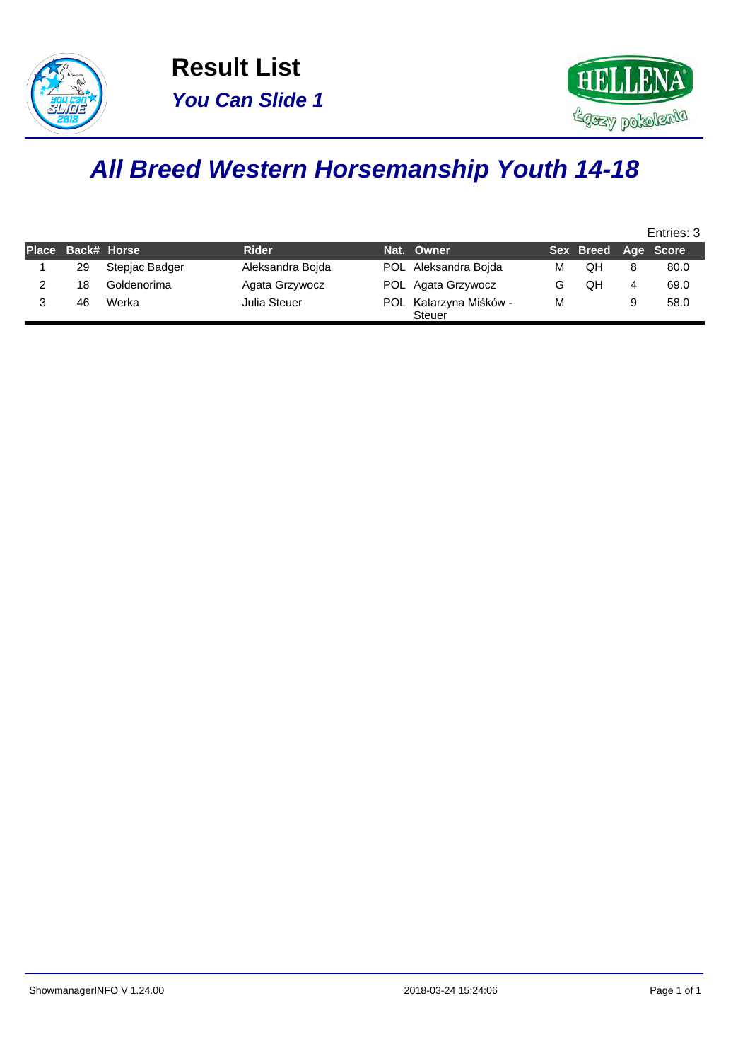# Result List

## *You Can Slide 1*

# *All Breed Western Horsemanship Youth 14-18*

Entries: 3

| Place | Back# | Horse | Rider | Nat. | Owner | Sex | Breed | Age | Score |
|---|---|---|---|---|---|---|---|---|---|
| 1 | 29 | Stepjac Badger | Aleksandra Bojda | POL | Aleksandra Bojda | M | QH | 8 | 80.0 |
| 2 | 18 | Goldenorima | Agata Grzywocz | POL | Agata Grzywocz | G | QH | 4 | 69.0 |
| 3 | 46 | Werka | Julia Steuer | POL | Katarzyna Miśków - Steuer | M | | 9 | 58.0 |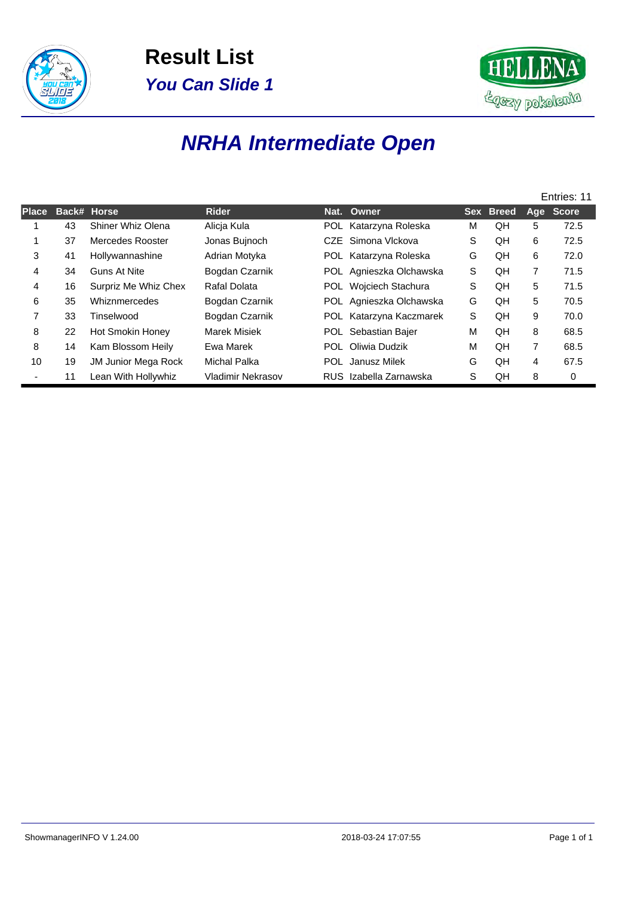# Result List

## *You Can Slide 1*

# *NRHA Intermediate Open*

Entries: 11

| Place | Back# | Horse | Rider | Nat. | Owner | Sex | Breed | Age | Score |
|---|---|---|---|---|---|---|---|---|---|
| 1 | 43 | Shiner Whiz Olena | Alicja Kula | POL | Katarzyna Roleska | M | QH | 5 | 72.5 |
| 1 | 37 | Mercedes Rooster | Jonas Bujnoch | CZE | Simona Vlckova | S | QH | 6 | 72.5 |
| 3 | 41 | Hollywannashine | Adrian Motyka | POL | Katarzyna Roleska | G | QH | 6 | 72.0 |
| 4 | 34 | Guns At Nite | Bogdan Czarnik | POL | Agnieszka Olchawska | S | QH | 7 | 71.5 |
| 4 | 16 | Surpriz Me Whiz Chex | Rafal Dolata | POL | Wojciech Stachura | S | QH | 5 | 71.5 |
| 6 | 35 | Whiznmercedes | Bogdan Czarnik | POL | Agnieszka Olchawska | G | QH | 5 | 70.5 |
| 7 | 33 | Tinselwood | Bogdan Czarnik | POL | Katarzyna Kaczmarek | S | QH | 9 | 70.0 |
| 8 | 22 | Hot Smokin Honey | Marek Misiek | POL | Sebastian Bajer | M | QH | 8 | 68.5 |
| 8 | 14 | Kam Blossom Heily | Ewa Marek | POL | Oliwia Dudzik | M | QH | 7 | 68.5 |
| 10 | 19 | JM Junior Mega Rock | Michal Palka | POL | Janusz Milek | G | QH | 4 | 67.5 |
| - | 11 | Lean With Hollywhiz | Vladimir Nekrasov | RUS | Izabella Zarnawska | S | QH | 8 | 0 |

ShowmanagerINFO V 1.24.00 2018-03-24 17:07:55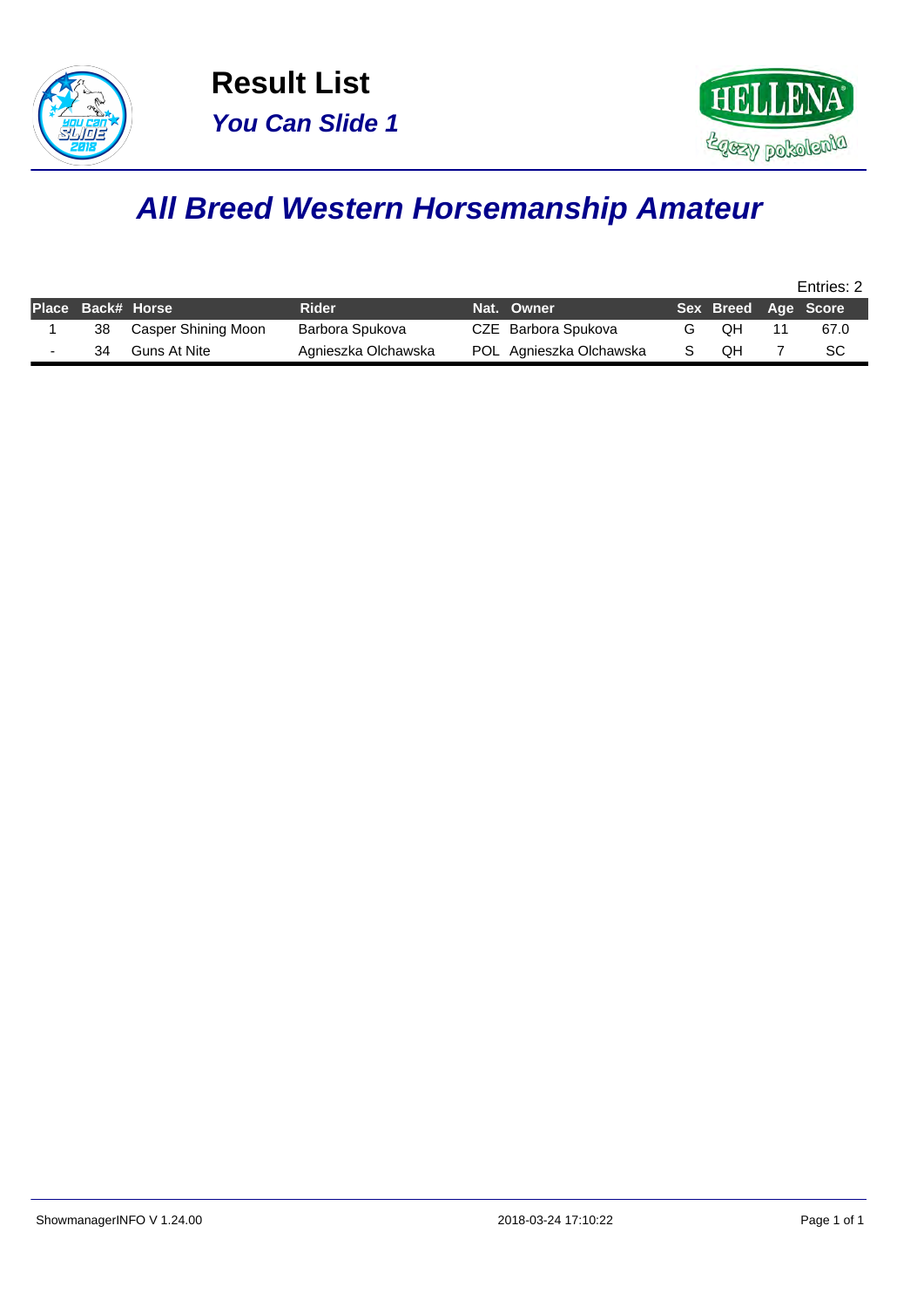# Result List

## *You Can Slide 1*

# *All Breed Western Horsemanship Amateur*

Entries: 2

| Place | Back# | Horse | Rider | Nat. | Owner | Sex | Breed | Age | Score |
|---|---|---|---|---|---|---|---|---|---|
| 1 | 38 | Casper Shining Moon | Barbora Spukova | CZE | Barbora Spukova | G | QH | 11 | 67.0 |
| - | 34 | Guns At Nite | Agnieszka Olchawska | POL | Agnieszka Olchawska | S | QH | 7 | SC |

ShowmanagerINFO V 1.24.00 2018-03-24 17:10:22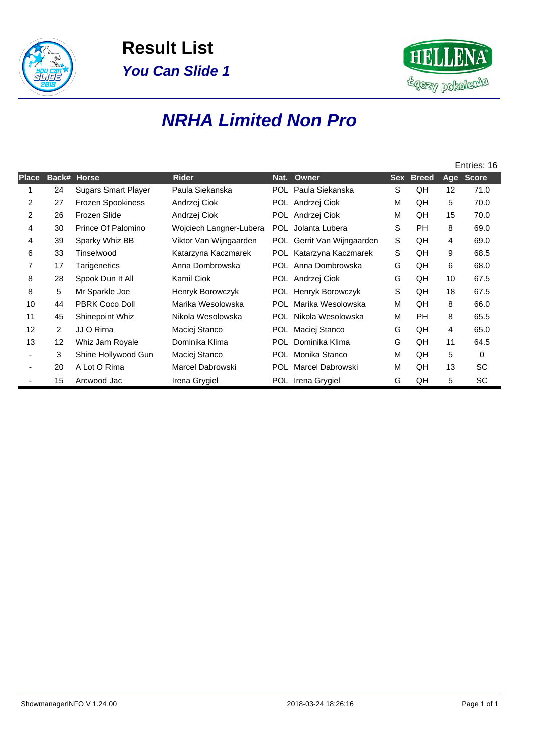# Result List

## *You Can Slide 1*

# *NRHA Limited Non Pro*

Entries: 16

| Place | Back# | Horse | Rider | Nat. | Owner | Sex | Breed | Age | Score |
|---|---|---|---|---|---|---|---|---|---|
| 1 | 24 | Sugars Smart Player | Paula Siekanska | POL | Paula Siekanska | S | QH | 12 | 71.0 |
| 2 | 27 | Frozen Spookiness | Andrzej Ciok | POL | Andrzej Ciok | M | QH | 5 | 70.0 |
| 2 | 26 | Frozen Slide | Andrzej Ciok | POL | Andrzej Ciok | M | QH | 15 | 70.0 |
| 4 | 30 | Prince Of Palomino | Wojciech Langner-Lubera | POL | Jolanta Lubera | S | PH | 8 | 69.0 |
| 4 | 39 | Sparky Whiz BB | Viktor Van Wijngaarden | POL | Gerrit Van Wijngaarden | S | QH | 4 | 69.0 |
| 6 | 33 | Tinselwood | Katarzyna Kaczmarek | POL | Katarzyna Kaczmarek | S | QH | 9 | 68.5 |
| 7 | 17 | Tarigenetics | Anna Dombrowska | POL | Anna Dombrowska | G | QH | 6 | 68.0 |
| 8 | 28 | Spook Dun It All | Kamil Ciok | POL | Andrzej Ciok | G | QH | 10 | 67.5 |
| 8 | 5 | Mr Sparkle Joe | Henryk Borowczyk | POL | Henryk Borowczyk | S | QH | 18 | 67.5 |
| 10 | 44 | PBRK Coco Doll | Marika Wesolowska | POL | Marika Wesolowska | M | QH | 8 | 66.0 |
| 11 | 45 | Shinepoint Whiz | Nikola Wesolowska | POL | Nikola Wesolowska | M | PH | 8 | 65.5 |
| 12 | 2 | JJ O Rima | Maciej Stanco | POL | Maciej Stanco | G | QH | 4 | 65.0 |
| 13 | 12 | Whiz Jam Royale | Dominika Klima | POL | Dominika Klima | G | QH | 11 | 64.5 |
| - | 3 | Shine Hollywood Gun | Maciej Stanco | POL | Monika Stanco | M | QH | 5 | 0 |
| - | 20 | A Lot O Rima | Marcel Dabrowski | POL | Marcel Dabrowski | M | QH | 13 | SC |
| - | 15 | Arcwood Jac | Irena Grygiel | POL | Irena Grygiel | G | QH | 5 | SC |

ShowmanagerINFO V 1.24.00 2018-03-24 18:26:16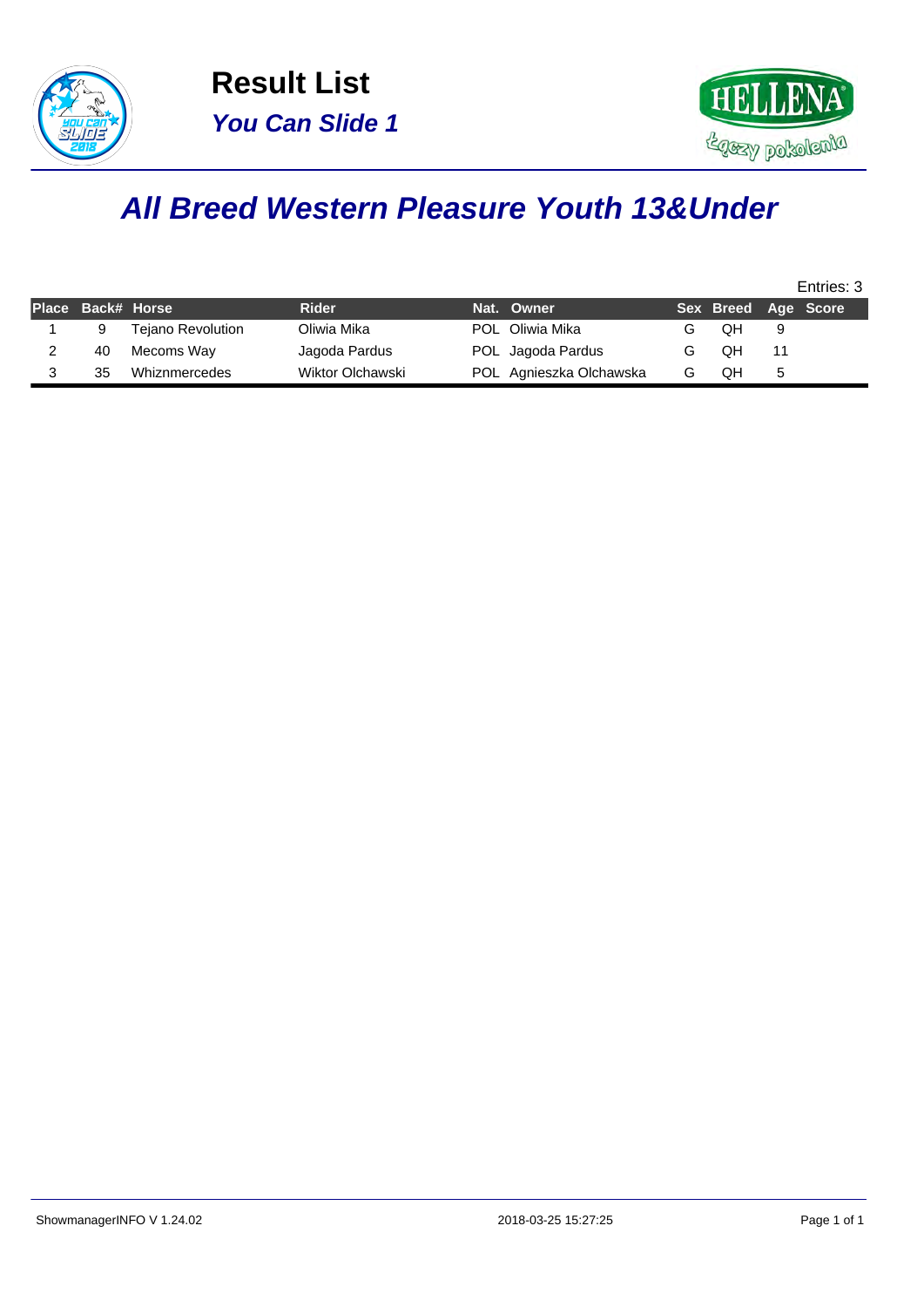# Result List

## *You Can Slide 1*

# *All Breed Western Pleasure Youth 13&Under*

Entries: 3

| Place | Back# | Horse | Rider | Nat. | Owner | Sex | Breed | Age | Score |
|---|---|---|---|---|---|---|---|---|---|
| 1 | 9 | Tejano Revolution | Oliwia Mika | POL | Oliwia Mika | G | QH | 9 | |
| 2 | 40 | Mecoms Way | Jagoda Pardus | POL | Jagoda Pardus | G | QH | 11 | |
| 3 | 35 | Whiznmercedes | Wiktor Olchawski | POL | Agnieszka Olchawska | G | QH | 5 | |

ShowmanagerINFO V 1.24.02 2018-03-25 15:27:25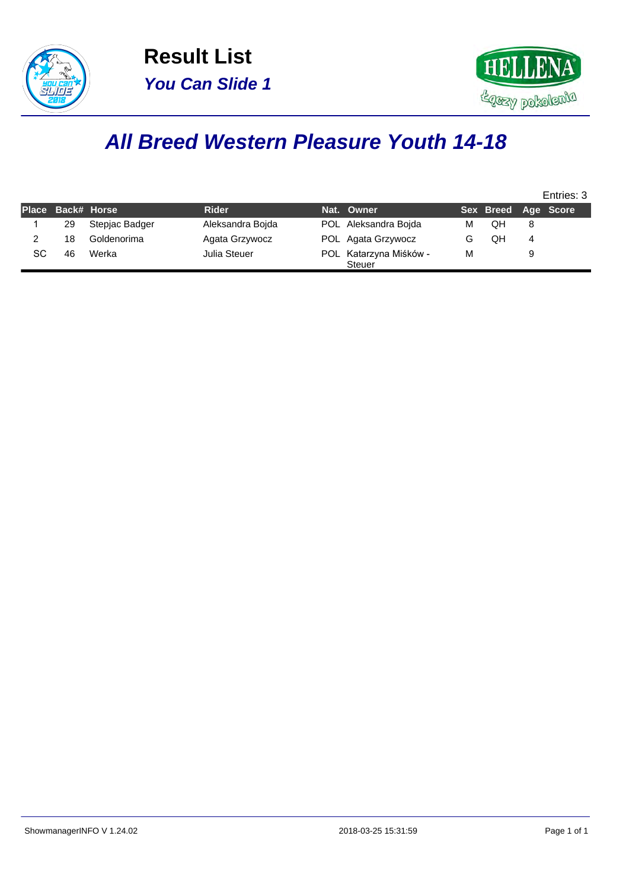# Result List

## *You Can Slide 1*

# *All Breed Western Pleasure Youth 14-18*

Entries: 3

| Place | Back# | Horse | Rider | Nat. | Owner | Sex | Breed | Age | Score |
|---|---|---|---|---|---|---|---|---|---|
| 1 | 29 | Stepjac Badger | Aleksandra Bojda | POL | Aleksandra Bojda | M | QH | 8 | |
| 2 | 18 | Goldenorima | Agata Grzywocz | POL | Agata Grzywocz | G | QH | 4 | |
| SC | 46 | Werka | Julia Steuer | POL | Katarzyna Miśków - Steuer | M | | 9 | |

ShowmanagerINFO V 1.24.02    2018-03-25 15:31:59